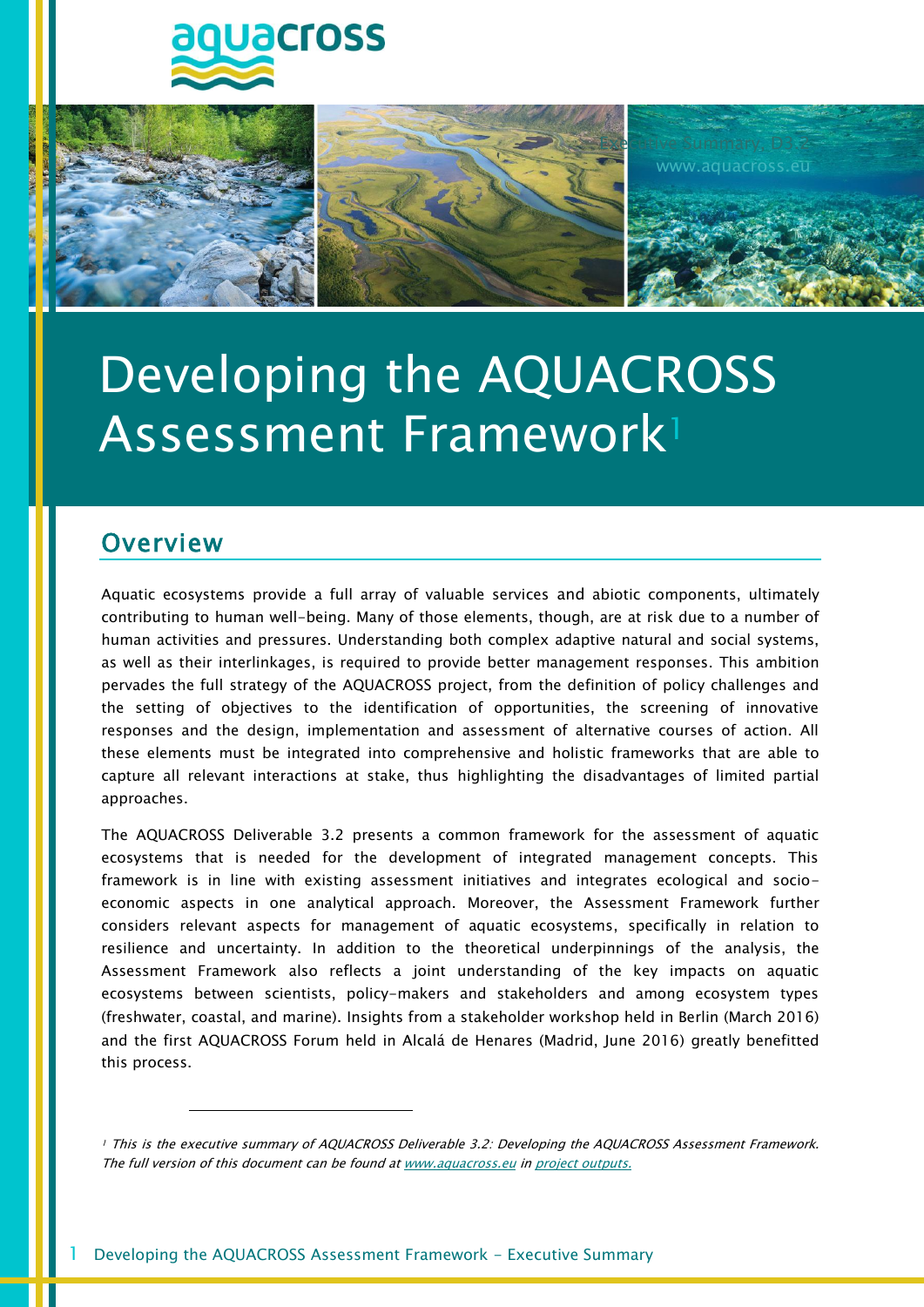# Developing the AQUACROSS Assessment Framework[1]

## Overview

Aquatic ecosystems provide a full array of valuable services and abiotic components, ultimately contributing to human well-being. Many of those elements, though, are at risk due to a number of human activities and pressures. Understanding both complex adaptive natural and social systems, as well as their interlinkages, is required to provide better management responses. This ambition pervades the full strategy of the AQUACROSS project, from the definition of policy challenges and the setting of objectives to the identification of opportunities, the screening of innovative responses and the design, implementation and assessment of alternative courses of action. All these elements must be integrated into comprehensive and holistic frameworks that are able to capture all relevant interactions at stake, thus highlighting the disadvantages of limited partial approaches.

The AQUACROSS Deliverable 3.2 presents a common framework for the assessment of aquatic ecosystems that is needed for the development of integrated management concepts. This framework is in line with existing assessment initiatives and integrates ecological and socio-economic aspects in one analytical approach. Moreover, the Assessment Framework further considers relevant aspects for management of aquatic ecosystems, specifically in relation to resilience and uncertainty. In addition to the theoretical underpinnings of the analysis, the Assessment Framework also reflects a joint understanding of the key impacts on aquatic ecosystems between scientists, policy-makers and stakeholders and among ecosystem types (freshwater, coastal, and marine). Insights from a stakeholder workshop held in Berlin (March 2016) and the first AQUACROSS Forum held in Alcalá de Henares (Madrid, June 2016) greatly benefitted this process.

---

[1] *This is the executive summary of AQUACROSS Deliverable 3.2: Developing the AQUACROSS Assessment Framework. The full version of this document can be found at [www.aquacross.eu](www.aquacross.eu) in [project outputs.](project outputs.)*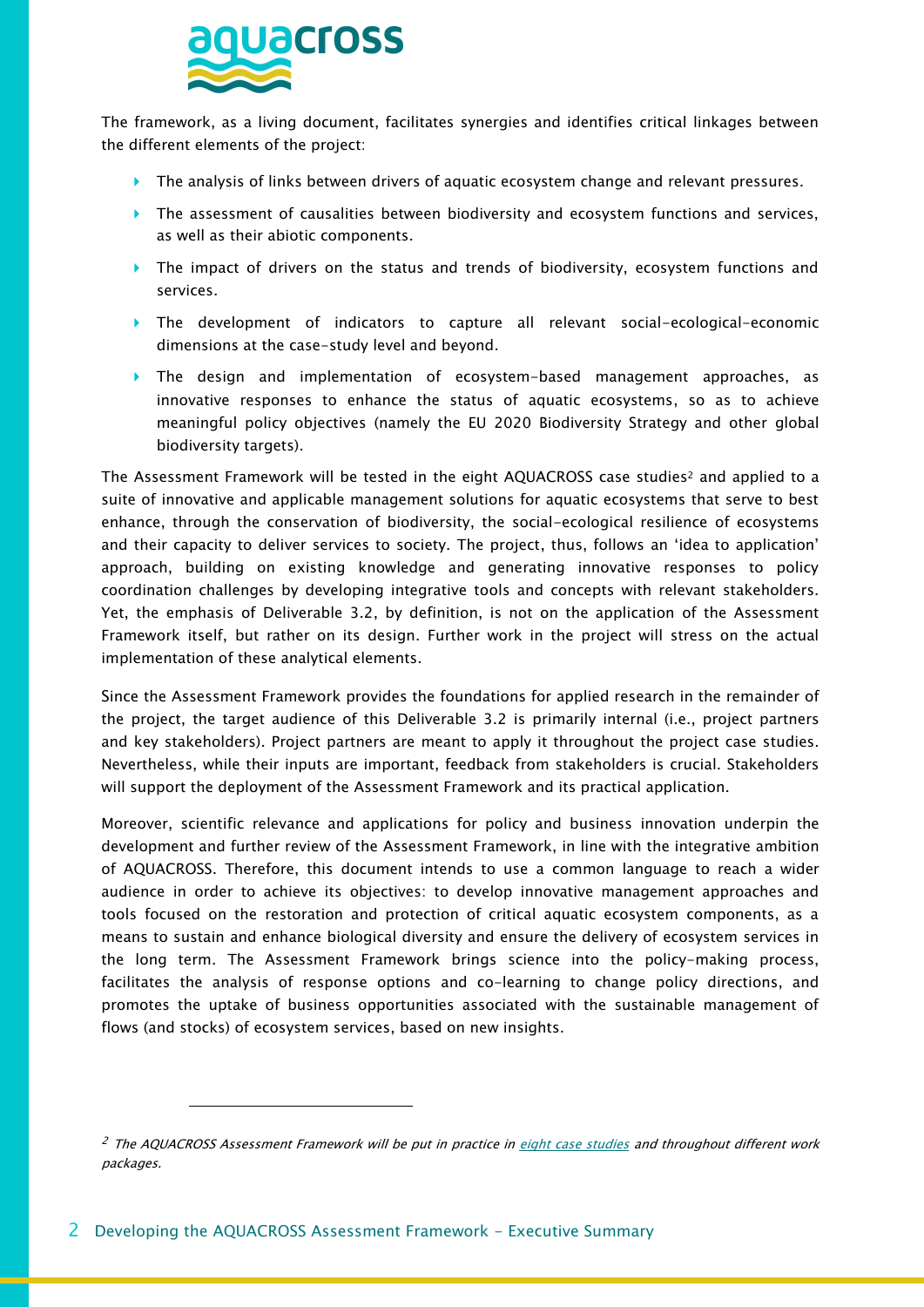The framework, as a living document, facilitates synergies and identifies critical linkages between the different elements of the project:

- The analysis of links between drivers of aquatic ecosystem change and relevant pressures.
- The assessment of causalities between biodiversity and ecosystem functions and services, as well as their abiotic components.
- The impact of drivers on the status and trends of biodiversity, ecosystem functions and services.
- The development of indicators to capture all relevant social-ecological-economic dimensions at the case-study level and beyond.
- The design and implementation of ecosystem-based management approaches, as innovative responses to enhance the status of aquatic ecosystems, so as to achieve meaningful policy objectives (namely the EU 2020 Biodiversity Strategy and other global biodiversity targets).

The Assessment Framework will be tested in the eight AQUACROSS case studies[2] and applied to a suite of innovative and applicable management solutions for aquatic ecosystems that serve to best enhance, through the conservation of biodiversity, the social-ecological resilience of ecosystems and their capacity to deliver services to society. The project, thus, follows an 'idea to application' approach, building on existing knowledge and generating innovative responses to policy coordination challenges by developing integrative tools and concepts with relevant stakeholders. Yet, the emphasis of Deliverable 3.2, by definition, is not on the application of the Assessment Framework itself, but rather on its design. Further work in the project will stress on the actual implementation of these analytical elements.

Since the Assessment Framework provides the foundations for applied research in the remainder of the project, the target audience of this Deliverable 3.2 is primarily internal (i.e., project partners and key stakeholders). Project partners are meant to apply it throughout the project case studies. Nevertheless, while their inputs are important, feedback from stakeholders is crucial. Stakeholders will support the deployment of the Assessment Framework and its practical application.

Moreover, scientific relevance and applications for policy and business innovation underpin the development and further review of the Assessment Framework, in line with the integrative ambition of AQUACROSS. Therefore, this document intends to use a common language to reach a wider audience in order to achieve its objectives: to develop innovative management approaches and tools focused on the restoration and protection of critical aquatic ecosystem components, as a means to sustain and enhance biological diversity and ensure the delivery of ecosystem services in the long term. The Assessment Framework brings science into the policy-making process, facilitates the analysis of response options and co-learning to change policy directions, and promotes the uptake of business opportunities associated with the sustainable management of flows (and stocks) of ecosystem services, based on new insights.

---

[2] *The AQUACROSS Assessment Framework will be put in practice in eight case studies and throughout different work packages.*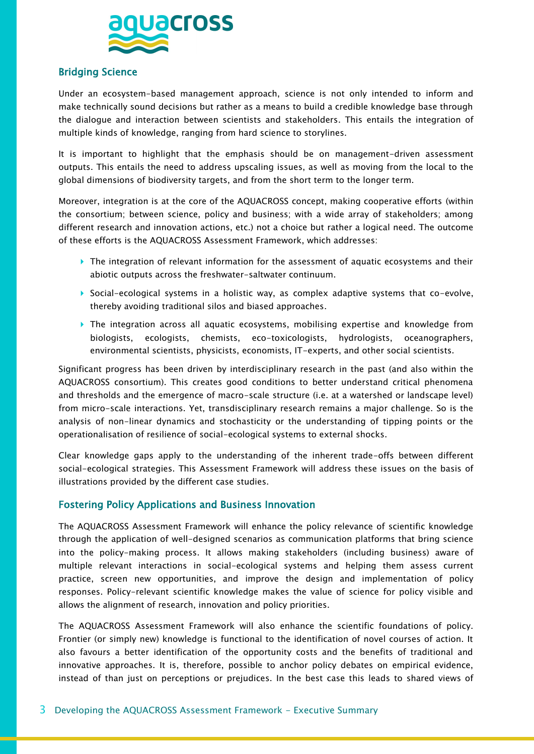## Bridging Science

Under an ecosystem-based management approach, science is not only intended to inform and make technically sound decisions but rather as a means to build a credible knowledge base through the dialogue and interaction between scientists and stakeholders. This entails the integration of multiple kinds of knowledge, ranging from hard science to storylines.

It is important to highlight that the emphasis should be on management-driven assessment outputs. This entails the need to address upscaling issues, as well as moving from the local to the global dimensions of biodiversity targets, and from the short term to the longer term.

Moreover, integration is at the core of the AQUACROSS concept, making cooperative efforts (within the consortium; between science, policy and business; with a wide array of stakeholders; among different research and innovation actions, etc.) not a choice but rather a logical need. The outcome of these efforts is the AQUACROSS Assessment Framework, which addresses:

- The integration of relevant information for the assessment of aquatic ecosystems and their abiotic outputs across the freshwater-saltwater continuum.
- Social-ecological systems in a holistic way, as complex adaptive systems that co-evolve, thereby avoiding traditional silos and biased approaches.
- The integration across all aquatic ecosystems, mobilising expertise and knowledge from biologists, ecologists, chemists, eco-toxicologists, hydrologists, oceanographers, environmental scientists, physicists, economists, IT-experts, and other social scientists.

Significant progress has been driven by interdisciplinary research in the past (and also within the AQUACROSS consortium). This creates good conditions to better understand critical phenomena and thresholds and the emergence of macro-scale structure (i.e. at a watershed or landscape level) from micro-scale interactions. Yet, transdisciplinary research remains a major challenge. So is the analysis of non-linear dynamics and stochasticity or the understanding of tipping points or the operationalisation of resilience of social-ecological systems to external shocks.

Clear knowledge gaps apply to the understanding of the inherent trade-offs between different social-ecological strategies. This Assessment Framework will address these issues on the basis of illustrations provided by the different case studies.

## Fostering Policy Applications and Business Innovation

The AQUACROSS Assessment Framework will enhance the policy relevance of scientific knowledge through the application of well-designed scenarios as communication platforms that bring science into the policy-making process. It allows making stakeholders (including business) aware of multiple relevant interactions in social-ecological systems and helping them assess current practice, screen new opportunities, and improve the design and implementation of policy responses. Policy-relevant scientific knowledge makes the value of science for policy visible and allows the alignment of research, innovation and policy priorities.

The AQUACROSS Assessment Framework will also enhance the scientific foundations of policy. Frontier (or simply new) knowledge is functional to the identification of novel courses of action. It also favours a better identification of the opportunity costs and the benefits of traditional and innovative approaches. It is, therefore, possible to anchor policy debates on empirical evidence, instead of than just on perceptions or prejudices. In the best case this leads to shared views of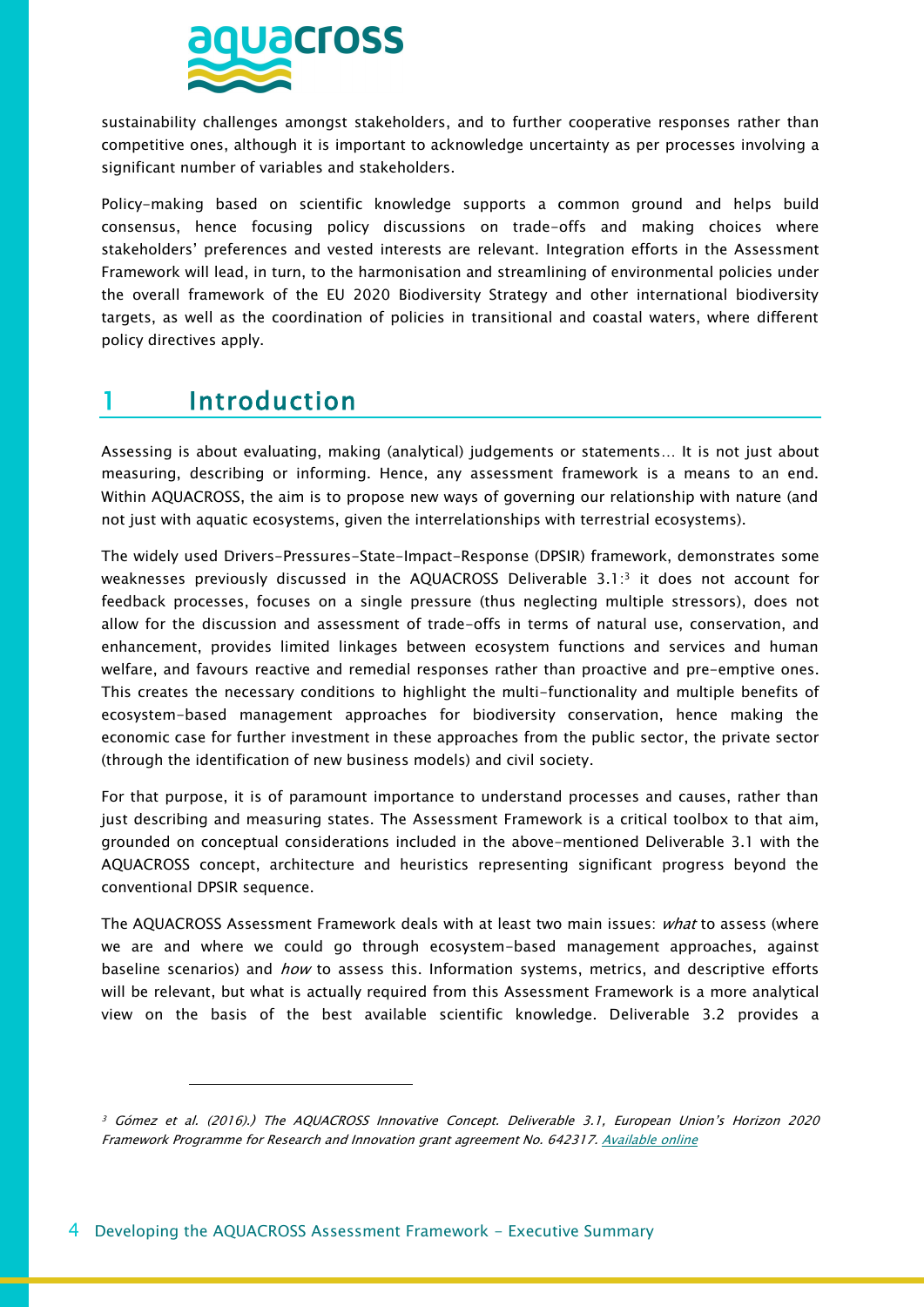sustainability challenges amongst stakeholders, and to further cooperative responses rather than competitive ones, although it is important to acknowledge uncertainty as per processes involving a significant number of variables and stakeholders.

Policy-making based on scientific knowledge supports a common ground and helps build consensus, hence focusing policy discussions on trade-offs and making choices where stakeholders' preferences and vested interests are relevant. Integration efforts in the Assessment Framework will lead, in turn, to the harmonisation and streamlining of environmental policies under the overall framework of the EU 2020 Biodiversity Strategy and other international biodiversity targets, as well as the coordination of policies in transitional and coastal waters, where different policy directives apply.

# 1 Introduction

Assessing is about evaluating, making (analytical) judgements or statements… It is not just about measuring, describing or informing. Hence, any assessment framework is a means to an end. Within AQUACROSS, the aim is to propose new ways of governing our relationship with nature (and not just with aquatic ecosystems, given the interrelationships with terrestrial ecosystems).

The widely used Drivers-Pressures-State-Impact-Response (DPSIR) framework, demonstrates some weaknesses previously discussed in the AQUACROSS Deliverable 3.1:[3] it does not account for feedback processes, focuses on a single pressure (thus neglecting multiple stressors), does not allow for the discussion and assessment of trade-offs in terms of natural use, conservation, and enhancement, provides limited linkages between ecosystem functions and services and human welfare, and favours reactive and remedial responses rather than proactive and pre-emptive ones. This creates the necessary conditions to highlight the multi-functionality and multiple benefits of ecosystem-based management approaches for biodiversity conservation, hence making the economic case for further investment in these approaches from the public sector, the private sector (through the identification of new business models) and civil society.

For that purpose, it is of paramount importance to understand processes and causes, rather than just describing and measuring states. The Assessment Framework is a critical toolbox to that aim, grounded on conceptual considerations included in the above-mentioned Deliverable 3.1 with the AQUACROSS concept, architecture and heuristics representing significant progress beyond the conventional DPSIR sequence.

The AQUACROSS Assessment Framework deals with at least two main issues: *what* to assess (where we are and where we could go through ecosystem-based management approaches, against baseline scenarios) and *how* to assess this. Information systems, metrics, and descriptive efforts will be relevant, but what is actually required from this Assessment Framework is a more analytical view on the basis of the best available scientific knowledge. Deliverable 3.2 provides a

[3] *Gómez et al. (2016).) The AQUACROSS Innovative Concept. Deliverable 3.1, European Union's Horizon 2020 Framework Programme for Research and Innovation grant agreement No. 642317. Available online*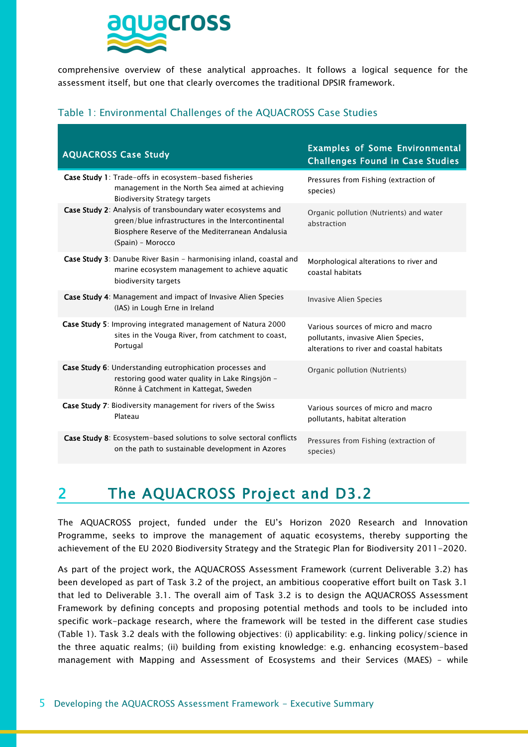comprehensive overview of these analytical approaches. It follows a logical sequence for the assessment itself, but one that clearly overcomes the traditional DPSIR framework.

Table 1: Environmental Challenges of the AQUACROSS Case Studies

| AQUACROSS Case Study | Examples of Some Environmental Challenges Found in Case Studies |
|---|---|
| **Case Study 1**: Trade-offs in ecosystem-based fisheries management in the North Sea aimed at achieving Biodiversity Strategy targets | Pressures from Fishing (extraction of species) |
| **Case Study 2**: Analysis of transboundary water ecosystems and green/blue infrastructures in the Intercontinental Biosphere Reserve of the Mediterranean Andalusia (Spain) – Morocco | Organic pollution (Nutrients) and water abstraction |
| **Case Study 3**: Danube River Basin – harmonising inland, coastal and marine ecosystem management to achieve aquatic biodiversity targets | Morphological alterations to river and coastal habitats |
| **Case Study 4**: Management and impact of Invasive Alien Species (IAS) in Lough Erne in Ireland | Invasive Alien Species |
| **Case Study 5**: Improving integrated management of Natura 2000 sites in the Vouga River, from catchment to coast, Portugal | Various sources of micro and macro pollutants, invasive Alien Species, alterations to river and coastal habitats |
| **Case Study 6**: Understanding eutrophication processes and restoring good water quality in Lake Ringsjön – Rönne å Catchment in Kattegat, Sweden | Organic pollution (Nutrients) |
| **Case Study 7**: Biodiversity management for rivers of the Swiss Plateau | Various sources of micro and macro pollutants, habitat alteration |
| **Case Study 8**: Ecosystem-based solutions to solve sectoral conflicts on the path to sustainable development in Azores | Pressures from Fishing (extraction of species) |

# 2 The AQUACROSS Project and D3.2

The AQUACROSS project, funded under the EU's Horizon 2020 Research and Innovation Programme, seeks to improve the management of aquatic ecosystems, thereby supporting the achievement of the EU 2020 Biodiversity Strategy and the Strategic Plan for Biodiversity 2011-2020.

As part of the project work, the AQUACROSS Assessment Framework (current Deliverable 3.2) has been developed as part of Task 3.2 of the project, an ambitious cooperative effort built on Task 3.1 that led to Deliverable 3.1. The overall aim of Task 3.2 is to design the AQUACROSS Assessment Framework by defining concepts and proposing potential methods and tools to be included into specific work-package research, where the framework will be tested in the different case studies (Table 1). Task 3.2 deals with the following objectives: (i) applicability: e.g. linking policy/science in the three aquatic realms; (ii) building from existing knowledge: e.g. enhancing ecosystem-based management with Mapping and Assessment of Ecosystems and their Services (MAES) – while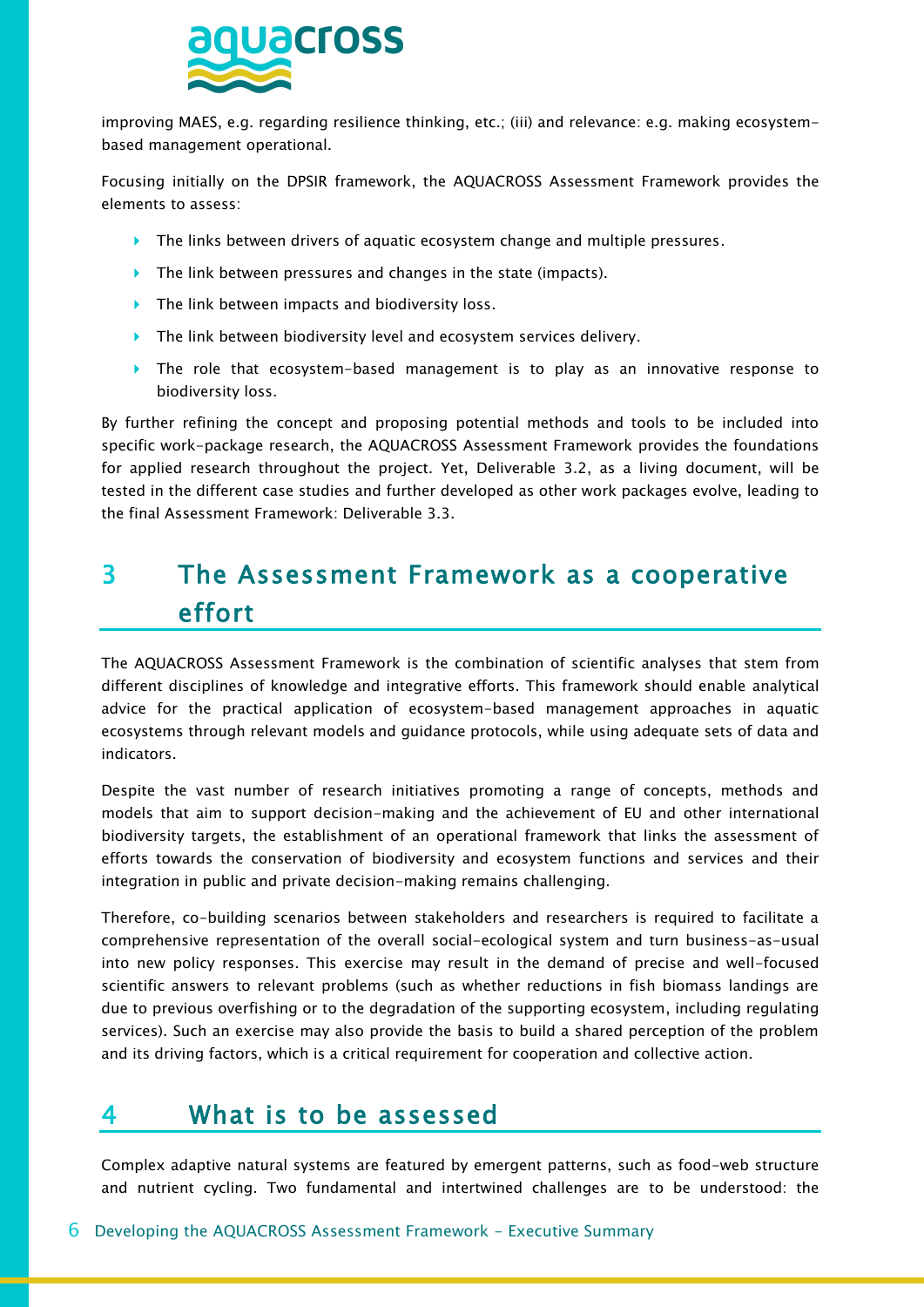improving MAES, e.g. regarding resilience thinking, etc.; (iii) and relevance: e.g. making ecosystem-based management operational.

Focusing initially on the DPSIR framework, the AQUACROSS Assessment Framework provides the elements to assess:

- The links between drivers of aquatic ecosystem change and multiple pressures.
- The link between pressures and changes in the state (impacts).
- The link between impacts and biodiversity loss.
- The link between biodiversity level and ecosystem services delivery.
- The role that ecosystem-based management is to play as an innovative response to biodiversity loss.

By further refining the concept and proposing potential methods and tools to be included into specific work-package research, the AQUACROSS Assessment Framework provides the foundations for applied research throughout the project. Yet, Deliverable 3.2, as a living document, will be tested in the different case studies and further developed as other work packages evolve, leading to the final Assessment Framework: Deliverable 3.3.

# 3 The Assessment Framework as a cooperative effort

The AQUACROSS Assessment Framework is the combination of scientific analyses that stem from different disciplines of knowledge and integrative efforts. This framework should enable analytical advice for the practical application of ecosystem-based management approaches in aquatic ecosystems through relevant models and guidance protocols, while using adequate sets of data and indicators.

Despite the vast number of research initiatives promoting a range of concepts, methods and models that aim to support decision-making and the achievement of EU and other international biodiversity targets, the establishment of an operational framework that links the assessment of efforts towards the conservation of biodiversity and ecosystem functions and services and their integration in public and private decision-making remains challenging.

Therefore, co-building scenarios between stakeholders and researchers is required to facilitate a comprehensive representation of the overall social-ecological system and turn business-as-usual into new policy responses. This exercise may result in the demand of precise and well-focused scientific answers to relevant problems (such as whether reductions in fish biomass landings are due to previous overfishing or to the degradation of the supporting ecosystem, including regulating services). Such an exercise may also provide the basis to build a shared perception of the problem and its driving factors, which is a critical requirement for cooperation and collective action.

# 4 What is to be assessed

Complex adaptive natural systems are featured by emergent patterns, such as food-web structure and nutrient cycling. Two fundamental and intertwined challenges are to be understood: the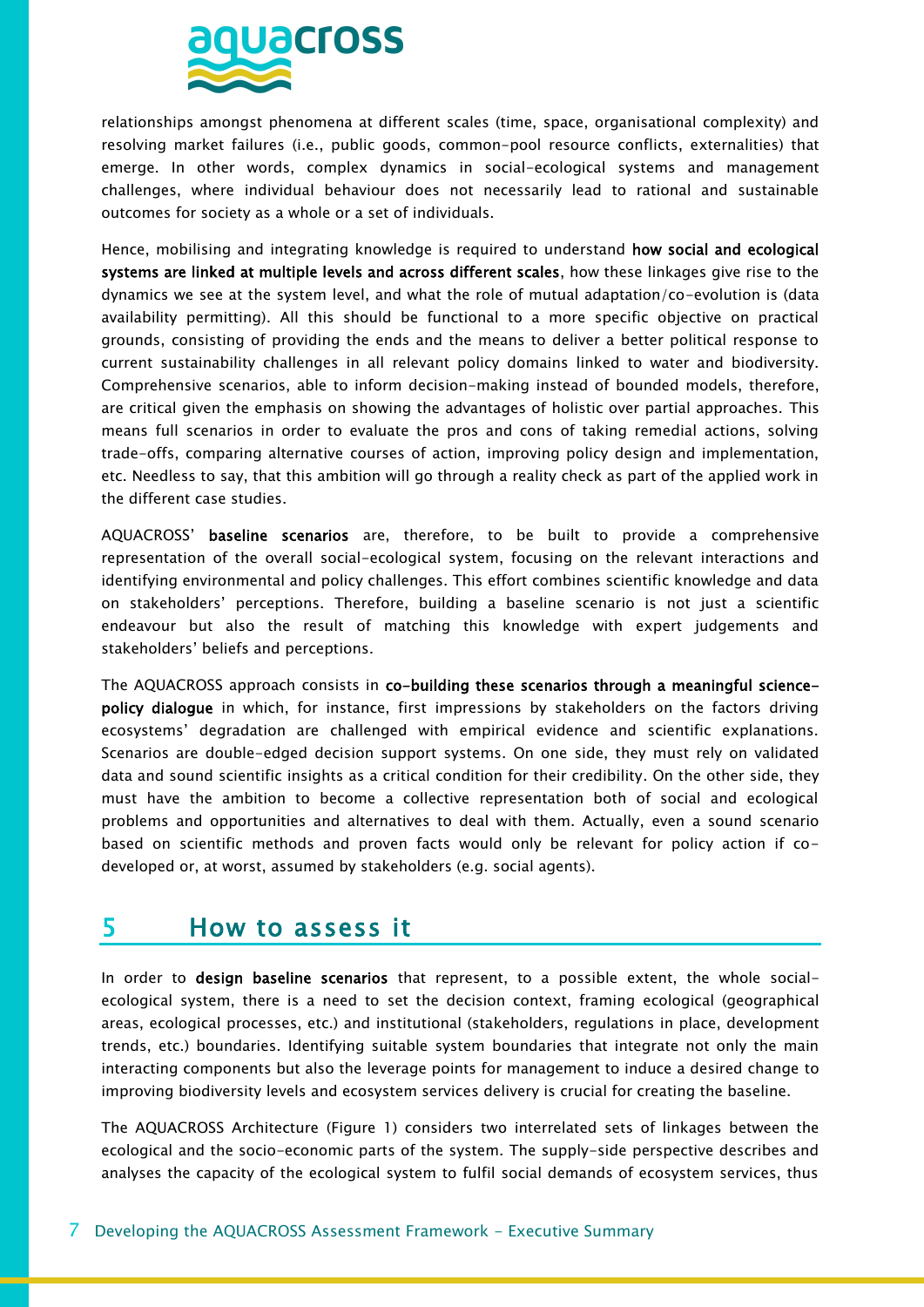relationships amongst phenomena at different scales (time, space, organisational complexity) and resolving market failures (i.e., public goods, common-pool resource conflicts, externalities) that emerge. In other words, complex dynamics in social-ecological systems and management challenges, where individual behaviour does not necessarily lead to rational and sustainable outcomes for society as a whole or a set of individuals.

Hence, mobilising and integrating knowledge is required to understand **how social and ecological systems are linked at multiple levels and across different scales**, how these linkages give rise to the dynamics we see at the system level, and what the role of mutual adaptation/co-evolution is (data availability permitting). All this should be functional to a more specific objective on practical grounds, consisting of providing the ends and the means to deliver a better political response to current sustainability challenges in all relevant policy domains linked to water and biodiversity. Comprehensive scenarios, able to inform decision-making instead of bounded models, therefore, are critical given the emphasis on showing the advantages of holistic over partial approaches. This means full scenarios in order to evaluate the pros and cons of taking remedial actions, solving trade-offs, comparing alternative courses of action, improving policy design and implementation, etc. Needless to say, that this ambition will go through a reality check as part of the applied work in the different case studies.

AQUACROSS' **baseline scenarios** are, therefore, to be built to provide a comprehensive representation of the overall social-ecological system, focusing on the relevant interactions and identifying environmental and policy challenges. This effort combines scientific knowledge and data on stakeholders' perceptions. Therefore, building a baseline scenario is not just a scientific endeavour but also the result of matching this knowledge with expert judgements and stakeholders' beliefs and perceptions.

The AQUACROSS approach consists in **co-building these scenarios through a meaningful science-policy dialogue** in which, for instance, first impressions by stakeholders on the factors driving ecosystems' degradation are challenged with empirical evidence and scientific explanations. Scenarios are double-edged decision support systems. On one side, they must rely on validated data and sound scientific insights as a critical condition for their credibility. On the other side, they must have the ambition to become a collective representation both of social and ecological problems and opportunities and alternatives to deal with them. Actually, even a sound scenario based on scientific methods and proven facts would only be relevant for policy action if co-developed or, at worst, assumed by stakeholders (e.g. social agents).

# 5 How to assess it

In order to **design baseline scenarios** that represent, to a possible extent, the whole social-ecological system, there is a need to set the decision context, framing ecological (geographical areas, ecological processes, etc.) and institutional (stakeholders, regulations in place, development trends, etc.) boundaries. Identifying suitable system boundaries that integrate not only the main interacting components but also the leverage points for management to induce a desired change to improving biodiversity levels and ecosystem services delivery is crucial for creating the baseline.

The AQUACROSS Architecture (Figure 1) considers two interrelated sets of linkages between the ecological and the socio-economic parts of the system. The supply-side perspective describes and analyses the capacity of the ecological system to fulfil social demands of ecosystem services, thus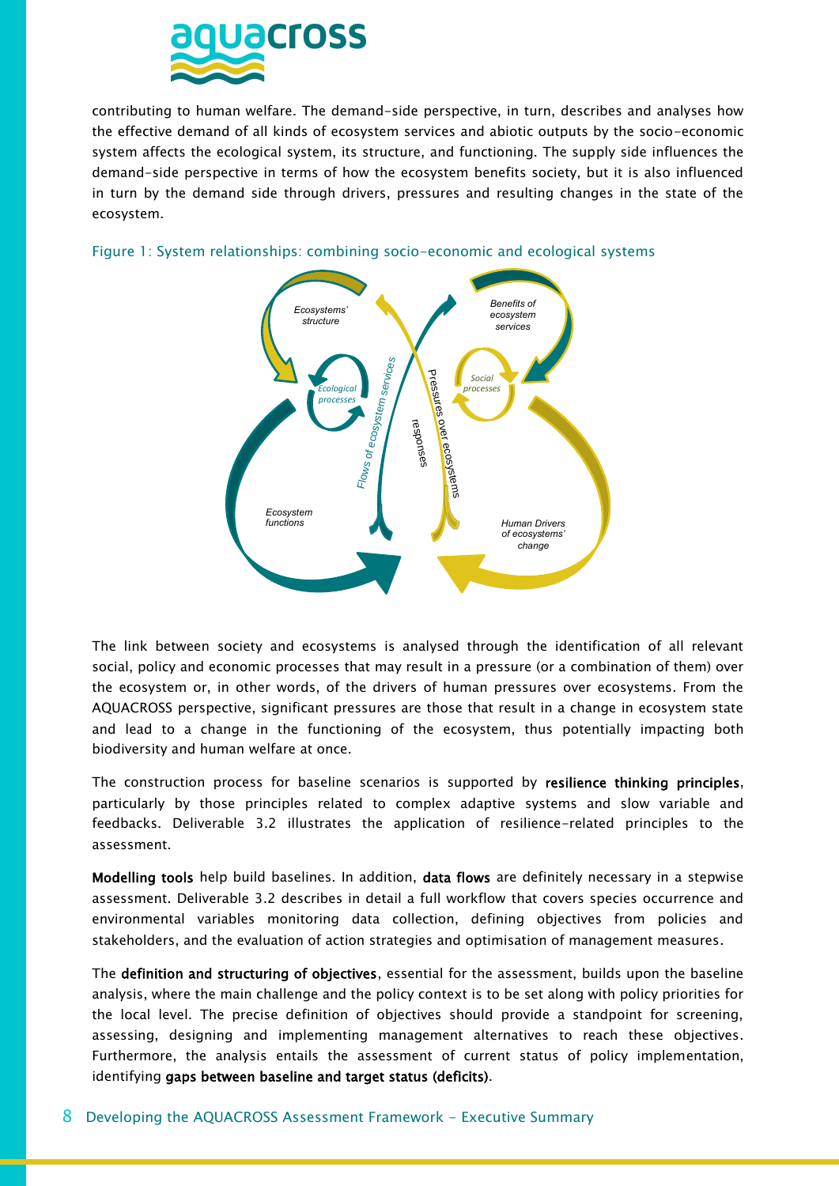contributing to human welfare. The demand-side perspective, in turn, describes and analyses how the effective demand of all kinds of ecosystem services and abiotic outputs by the socio-economic system affects the ecological system, its structure, and functioning. The supply side influences the demand-side perspective in terms of how the ecosystem benefits society, but it is also influenced in turn by the demand side through drivers, pressures and resulting changes in the state of the ecosystem.

Figure 1: System relationships: combining socio-economic and ecological systems

*Ecosystems' structure*

*Ecological processes*

*Flows of ecosystem services*

responses

Pressures over ecosystems

*Benefits of ecosystem services*

*Social processes*

*Ecosystem functions*

*Human Drivers of ecosystems' change*

The link between society and ecosystems is analysed through the identification of all relevant social, policy and economic processes that may result in a pressure (or a combination of them) over the ecosystem or, in other words, of the drivers of human pressures over ecosystems. From the AQUACROSS perspective, significant pressures are those that result in a change in ecosystem state and lead to a change in the functioning of the ecosystem, thus potentially impacting both biodiversity and human welfare at once.

The construction process for baseline scenarios is supported by **resilience thinking principles**, particularly by those principles related to complex adaptive systems and slow variable and feedbacks. Deliverable 3.2 illustrates the application of resilience-related principles to the assessment.

**Modelling tools** help build baselines. In addition, **data flows** are definitely necessary in a stepwise assessment. Deliverable 3.2 describes in detail a full workflow that covers species occurrence and environmental variables monitoring data collection, defining objectives from policies and stakeholders, and the evaluation of action strategies and optimisation of management measures.

The **definition and structuring of objectives**, essential for the assessment, builds upon the baseline analysis, where the main challenge and the policy context is to be set along with policy priorities for the local level. The precise definition of objectives should provide a standpoint for screening, assessing, designing and implementing management alternatives to reach these objectives. Furthermore, the analysis entails the assessment of current status of policy implementation, identifying **gaps between baseline and target status (deficits)**.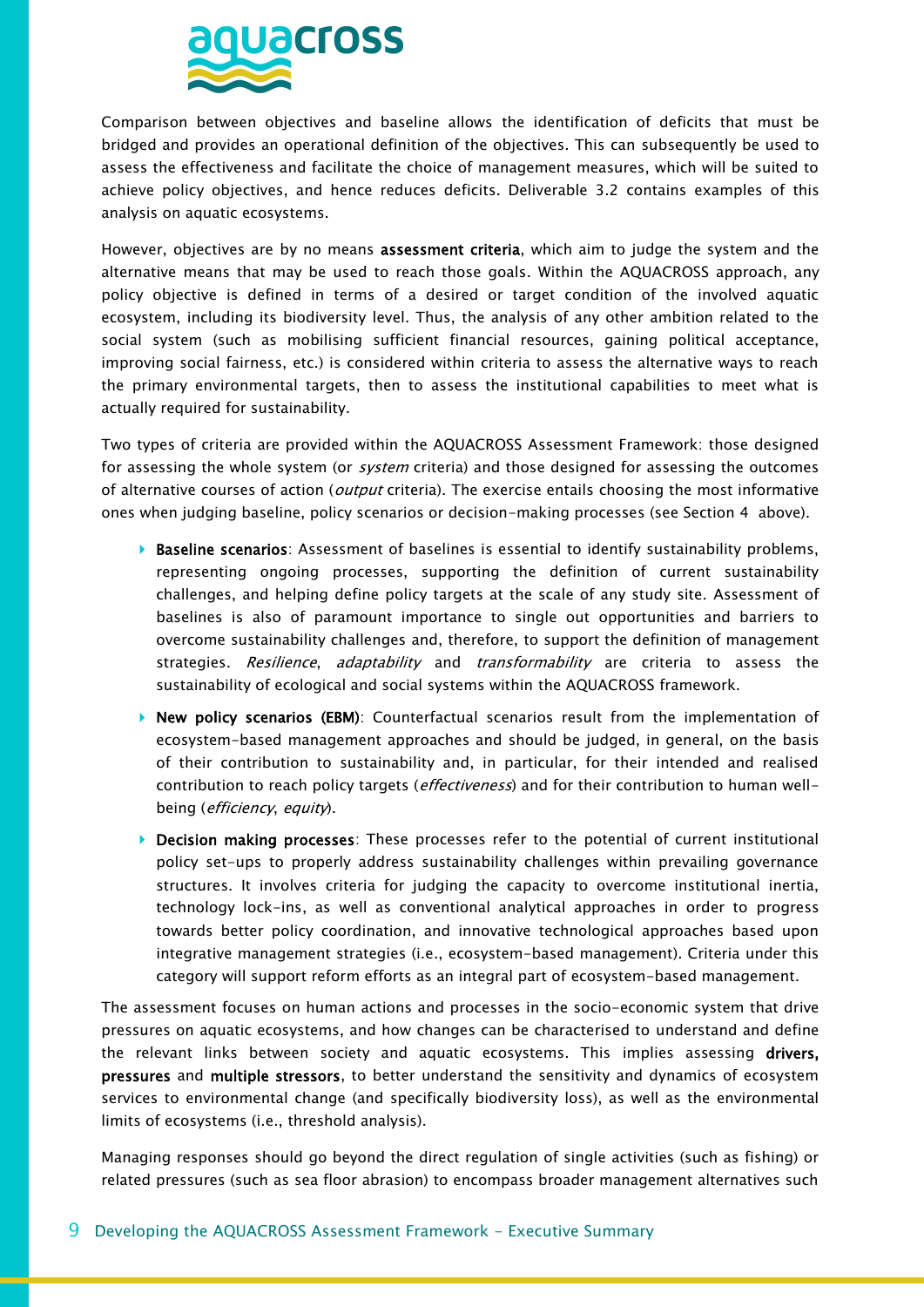Comparison between objectives and baseline allows the identification of deficits that must be bridged and provides an operational definition of the objectives. This can subsequently be used to assess the effectiveness and facilitate the choice of management measures, which will be suited to achieve policy objectives, and hence reduces deficits. Deliverable 3.2 contains examples of this analysis on aquatic ecosystems.

However, objectives are by no means **assessment criteria**, which aim to judge the system and the alternative means that may be used to reach those goals. Within the AQUACROSS approach, any policy objective is defined in terms of a desired or target condition of the involved aquatic ecosystem, including its biodiversity level. Thus, the analysis of any other ambition related to the social system (such as mobilising sufficient financial resources, gaining political acceptance, improving social fairness, etc.) is considered within criteria to assess the alternative ways to reach the primary environmental targets, then to assess the institutional capabilities to meet what is actually required for sustainability.

Two types of criteria are provided within the AQUACROSS Assessment Framework: those designed for assessing the whole system (or *system* criteria) and those designed for assessing the outcomes of alternative courses of action (*output* criteria). The exercise entails choosing the most informative ones when judging baseline, policy scenarios or decision-making processes (see Section 4  above).

- **Baseline scenarios**: Assessment of baselines is essential to identify sustainability problems, representing ongoing processes, supporting the definition of current sustainability challenges, and helping define policy targets at the scale of any study site. Assessment of baselines is also of paramount importance to single out opportunities and barriers to overcome sustainability challenges and, therefore, to support the definition of management strategies. *Resilience*, *adaptability* and *transformability* are criteria to assess the sustainability of ecological and social systems within the AQUACROSS framework.
- **New policy scenarios (EBM)**: Counterfactual scenarios result from the implementation of ecosystem-based management approaches and should be judged, in general, on the basis of their contribution to sustainability and, in particular, for their intended and realised contribution to reach policy targets (*effectiveness*) and for their contribution to human well-being (*efficiency*, *equity*).
- **Decision making processes**: These processes refer to the potential of current institutional policy set-ups to properly address sustainability challenges within prevailing governance structures. It involves criteria for judging the capacity to overcome institutional inertia, technology lock-ins, as well as conventional analytical approaches in order to progress towards better policy coordination, and innovative technological approaches based upon integrative management strategies (i.e., ecosystem-based management). Criteria under this category will support reform efforts as an integral part of ecosystem-based management.

The assessment focuses on human actions and processes in the socio-economic system that drive pressures on aquatic ecosystems, and how changes can be characterised to understand and define the relevant links between society and aquatic ecosystems. This implies assessing **drivers, pressures** and **multiple stressors**, to better understand the sensitivity and dynamics of ecosystem services to environmental change (and specifically biodiversity loss), as well as the environmental limits of ecosystems (i.e., threshold analysis).

Managing responses should go beyond the direct regulation of single activities (such as fishing) or related pressures (such as sea floor abrasion) to encompass broader management alternatives such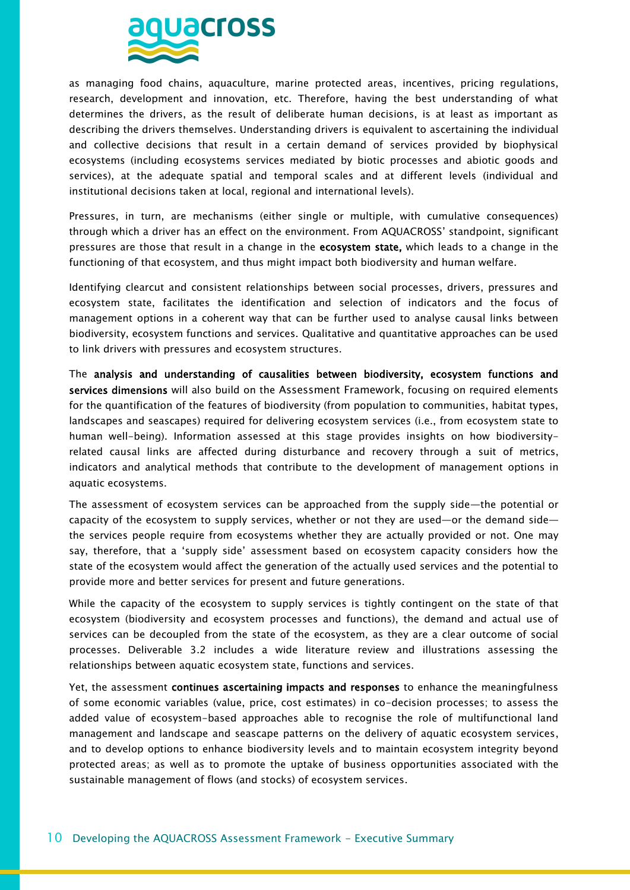as managing food chains, aquaculture, marine protected areas, incentives, pricing regulations, research, development and innovation, etc. Therefore, having the best understanding of what determines the drivers, as the result of deliberate human decisions, is at least as important as describing the drivers themselves. Understanding drivers is equivalent to ascertaining the individual and collective decisions that result in a certain demand of services provided by biophysical ecosystems (including ecosystems services mediated by biotic processes and abiotic goods and services), at the adequate spatial and temporal scales and at different levels (individual and institutional decisions taken at local, regional and international levels).

Pressures, in turn, are mechanisms (either single or multiple, with cumulative consequences) through which a driver has an effect on the environment. From AQUACROSS' standpoint, significant pressures are those that result in a change in the **ecosystem state,** which leads to a change in the functioning of that ecosystem, and thus might impact both biodiversity and human welfare.

Identifying clearcut and consistent relationships between social processes, drivers, pressures and ecosystem state, facilitates the identification and selection of indicators and the focus of management options in a coherent way that can be further used to analyse causal links between biodiversity, ecosystem functions and services. Qualitative and quantitative approaches can be used to link drivers with pressures and ecosystem structures.

The **analysis and understanding of causalities between biodiversity, ecosystem functions and services dimensions** will also build on the Assessment Framework, focusing on required elements for the quantification of the features of biodiversity (from population to communities, habitat types, landscapes and seascapes) required for delivering ecosystem services (i.e., from ecosystem state to human well-being). Information assessed at this stage provides insights on how biodiversity-related causal links are affected during disturbance and recovery through a suit of metrics, indicators and analytical methods that contribute to the development of management options in aquatic ecosystems.

The assessment of ecosystem services can be approached from the supply side—the potential or capacity of the ecosystem to supply services, whether or not they are used—or the demand side—the services people require from ecosystems whether they are actually provided or not. One may say, therefore, that a 'supply side' assessment based on ecosystem capacity considers how the state of the ecosystem would affect the generation of the actually used services and the potential to provide more and better services for present and future generations.

While the capacity of the ecosystem to supply services is tightly contingent on the state of that ecosystem (biodiversity and ecosystem processes and functions), the demand and actual use of services can be decoupled from the state of the ecosystem, as they are a clear outcome of social processes. Deliverable 3.2 includes a wide literature review and illustrations assessing the relationships between aquatic ecosystem state, functions and services.

Yet, the assessment **continues ascertaining impacts and responses** to enhance the meaningfulness of some economic variables (value, price, cost estimates) in co-decision processes; to assess the added value of ecosystem-based approaches able to recognise the role of multifunctional land management and landscape and seascape patterns on the delivery of aquatic ecosystem services, and to develop options to enhance biodiversity levels and to maintain ecosystem integrity beyond protected areas; as well as to promote the uptake of business opportunities associated with the sustainable management of flows (and stocks) of ecosystem services.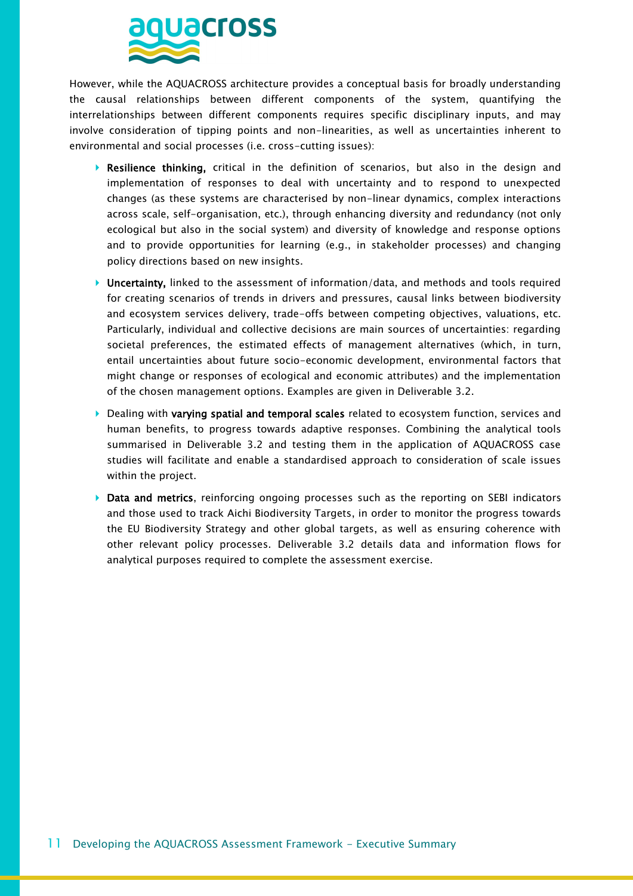However, while the AQUACROSS architecture provides a conceptual basis for broadly understanding the causal relationships between different components of the system, quantifying the interrelationships between different components requires specific disciplinary inputs, and may involve consideration of tipping points and non-linearities, as well as uncertainties inherent to environmental and social processes (i.e. cross-cutting issues):

- **Resilience thinking,** critical in the definition of scenarios, but also in the design and implementation of responses to deal with uncertainty and to respond to unexpected changes (as these systems are characterised by non-linear dynamics, complex interactions across scale, self-organisation, etc.), through enhancing diversity and redundancy (not only ecological but also in the social system) and diversity of knowledge and response options and to provide opportunities for learning (e.g., in stakeholder processes) and changing policy directions based on new insights.
- **Uncertainty,** linked to the assessment of information/data, and methods and tools required for creating scenarios of trends in drivers and pressures, causal links between biodiversity and ecosystem services delivery, trade-offs between competing objectives, valuations, etc. Particularly, individual and collective decisions are main sources of uncertainties: regarding societal preferences, the estimated effects of management alternatives (which, in turn, entail uncertainties about future socio-economic development, environmental factors that might change or responses of ecological and economic attributes) and the implementation of the chosen management options. Examples are given in Deliverable 3.2.
- Dealing with **varying spatial and temporal scales** related to ecosystem function, services and human benefits, to progress towards adaptive responses. Combining the analytical tools summarised in Deliverable 3.2 and testing them in the application of AQUACROSS case studies will facilitate and enable a standardised approach to consideration of scale issues within the project.
- **Data and metrics**, reinforcing ongoing processes such as the reporting on SEBI indicators and those used to track Aichi Biodiversity Targets, in order to monitor the progress towards the EU Biodiversity Strategy and other global targets, as well as ensuring coherence with other relevant policy processes. Deliverable 3.2 details data and information flows for analytical purposes required to complete the assessment exercise.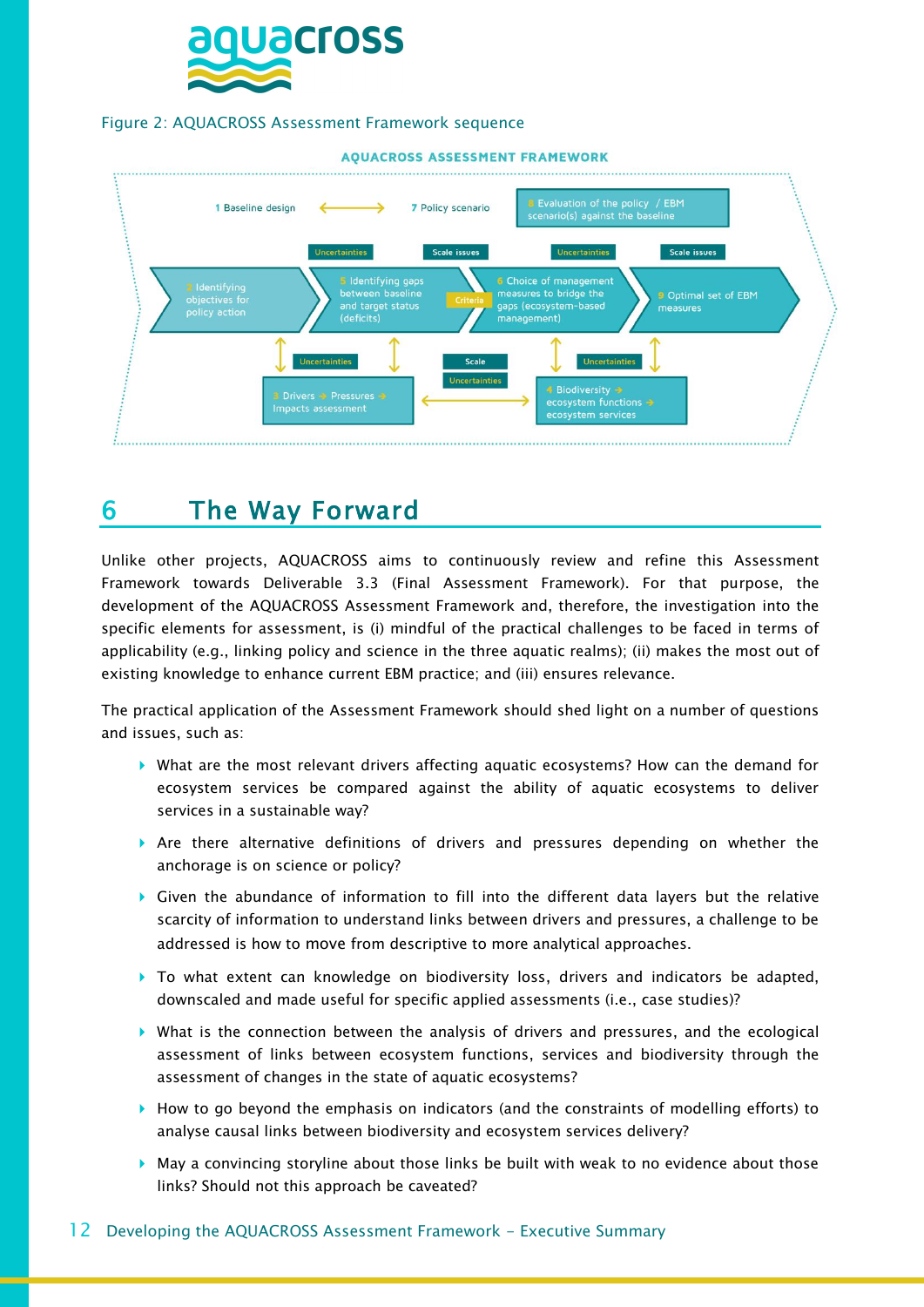Figure 2: AQUACROSS Assessment Framework sequence

AQUACROSS ASSESSMENT FRAMEWORK

1 Baseline design ⟷ 7 Policy scenario | 8 Evaluation of the policy / EBM scenario(s) against the baseline

Uncertainties | Scale issues | Uncertainties | Scale issues

2 Identifying objectives for policy action → 5 Identifying gaps between baseline and target status (deficits) → Criteria → 6 Choice of management measures to bridge the gaps (ecosystem-based management) → 9 Optimal set of EBM measures

Uncertainties | Scale | Uncertainties | Uncertainties

3 Drivers → Pressures → Impacts assessment ⟷ 4 Biodiversity → ecosystem functions → ecosystem services

# 6 The Way Forward

Unlike other projects, AQUACROSS aims to continuously review and refine this Assessment Framework towards Deliverable 3.3 (Final Assessment Framework). For that purpose, the development of the AQUACROSS Assessment Framework and, therefore, the investigation into the specific elements for assessment, is (i) mindful of the practical challenges to be faced in terms of applicability (e.g., linking policy and science in the three aquatic realms); (ii) makes the most out of existing knowledge to enhance current EBM practice; and (iii) ensures relevance.

The practical application of the Assessment Framework should shed light on a number of questions and issues, such as:

- What are the most relevant drivers affecting aquatic ecosystems? How can the demand for ecosystem services be compared against the ability of aquatic ecosystems to deliver services in a sustainable way?
- Are there alternative definitions of drivers and pressures depending on whether the anchorage is on science or policy?
- Given the abundance of information to fill into the different data layers but the relative scarcity of information to understand links between drivers and pressures, a challenge to be addressed is how to move from descriptive to more analytical approaches.
- To what extent can knowledge on biodiversity loss, drivers and indicators be adapted, downscaled and made useful for specific applied assessments (i.e., case studies)?
- What is the connection between the analysis of drivers and pressures, and the ecological assessment of links between ecosystem functions, services and biodiversity through the assessment of changes in the state of aquatic ecosystems?
- How to go beyond the emphasis on indicators (and the constraints of modelling efforts) to analyse causal links between biodiversity and ecosystem services delivery?
- May a convincing storyline about those links be built with weak to no evidence about those links? Should not this approach be caveated?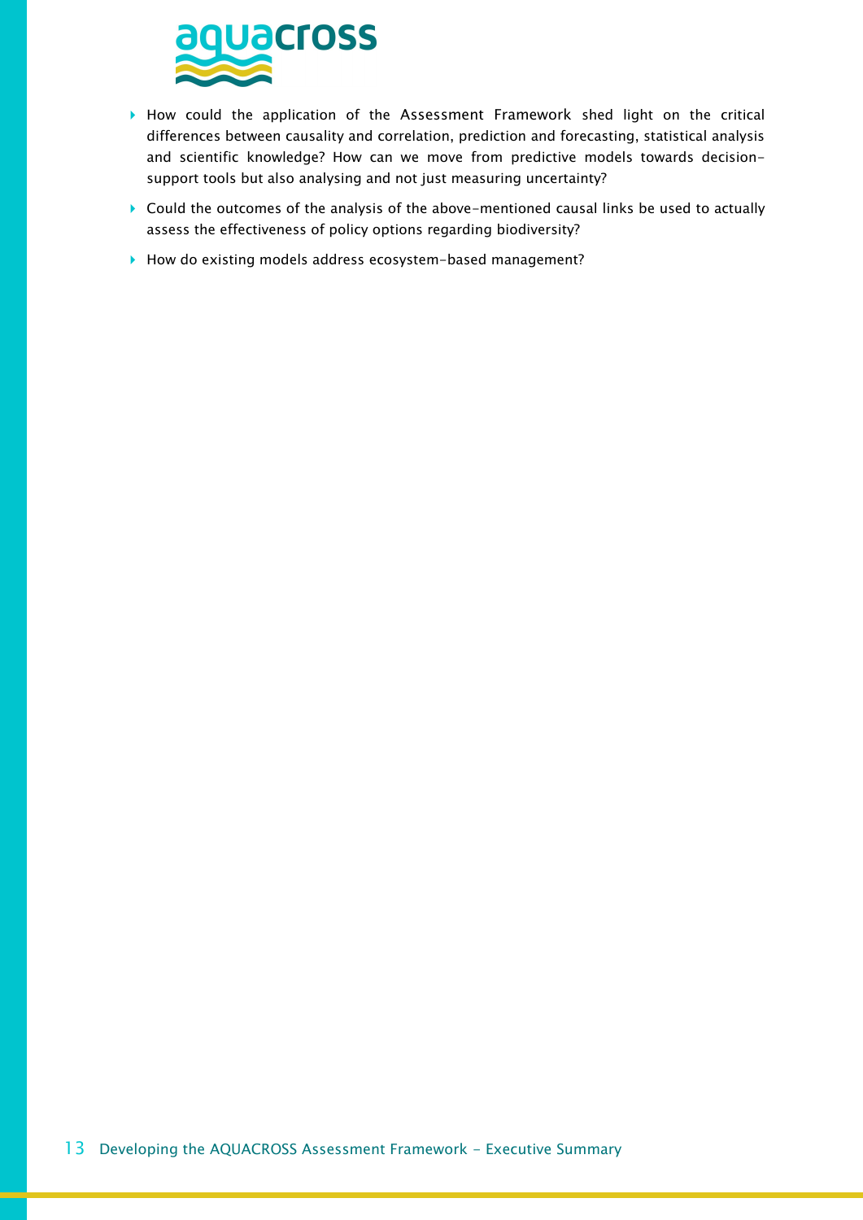- How could the application of the Assessment Framework shed light on the critical differences between causality and correlation, prediction and forecasting, statistical analysis and scientific knowledge? How can we move from predictive models towards decision-support tools but also analysing and not just measuring uncertainty?
- Could the outcomes of the analysis of the above-mentioned causal links be used to actually assess the effectiveness of policy options regarding biodiversity?
- How do existing models address ecosystem-based management?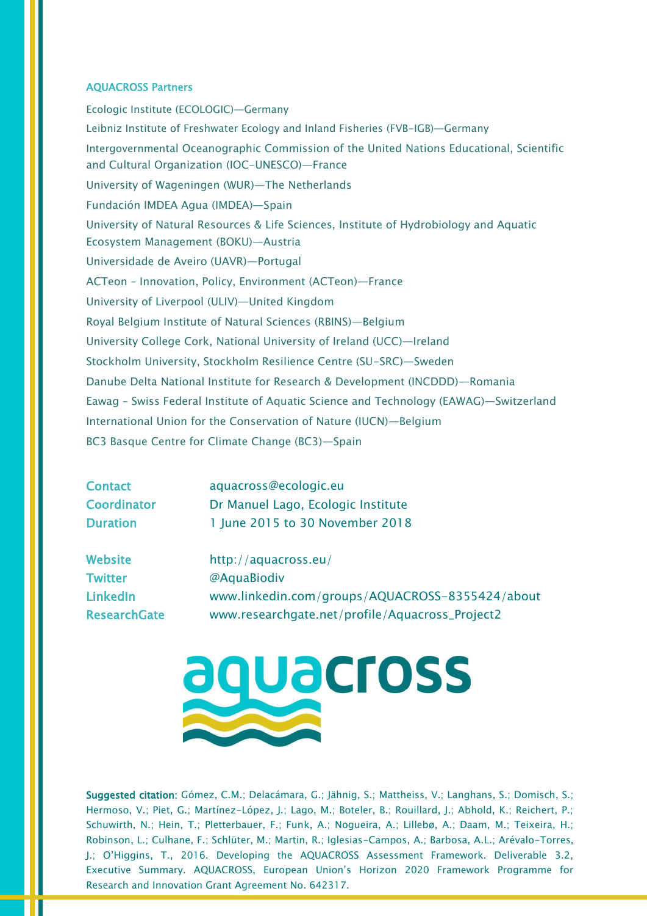### AQUACROSS Partners

Ecologic Institute (ECOLOGIC)—Germany

Leibniz Institute of Freshwater Ecology and Inland Fisheries (FVB-IGB)—Germany

Intergovernmental Oceanographic Commission of the United Nations Educational, Scientific and Cultural Organization (IOC-UNESCO)—France

University of Wageningen (WUR)—The Netherlands

Fundación IMDEA Agua (IMDEA)—Spain

University of Natural Resources & Life Sciences, Institute of Hydrobiology and Aquatic Ecosystem Management (BOKU)—Austria

Universidade de Aveiro (UAVR)—Portugal

ACTeon – Innovation, Policy, Environment (ACTeon)—France

University of Liverpool (ULIV)—United Kingdom

Royal Belgium Institute of Natural Sciences (RBINS)—Belgium

University College Cork, National University of Ireland (UCC)—Ireland

Stockholm University, Stockholm Resilience Centre (SU-SRC)—Sweden

Danube Delta National Institute for Research & Development (INCDDD)—Romania

Eawag – Swiss Federal Institute of Aquatic Science and Technology (EAWAG)—Switzerland

International Union for the Conservation of Nature (IUCN)—Belgium

BC3 Basque Centre for Climate Change (BC3)—Spain

| | |
|---|---|
| **Contact** | aquacross@ecologic.eu |
| **Coordinator** | Dr Manuel Lago, Ecologic Institute |
| **Duration** | 1 June 2015 to 30 November 2018 |
| **Website** | http://aquacross.eu/ |
| **Twitter** | @AquaBiodiv |
| **LinkedIn** | www.linkedin.com/groups/AQUACROSS-8355424/about |
| **ResearchGate** | www.researchgate.net/profile/Aquacross_Project2 |

aquacross

**Suggested citation:** Gómez, C.M.; Delacámara, G.; Jähnig, S.; Mattheiss, V.; Langhans, S.; Domisch, S.; Hermoso, V.; Piet, G.; Martínez-López, J.; Lago, M.; Boteler, B.; Rouillard, J.; Abhold, K.; Reichert, P.; Schuwirth, N.; Hein, T.; Pletterbauer, F.; Funk, A.; Nogueira, A.; Lillebø, A.; Daam, M.; Teixeira, H.; Robinson, L.; Culhane, F.; Schlüter, M.; Martin, R.; Iglesias-Campos, A.; Barbosa, A.L.; Arévalo-Torres, J.; O'Higgins, T., 2016. Developing the AQUACROSS Assessment Framework. Deliverable 3.2, Executive Summary. AQUACROSS, European Union's Horizon 2020 Framework Programme for Research and Innovation Grant Agreement No. 642317.